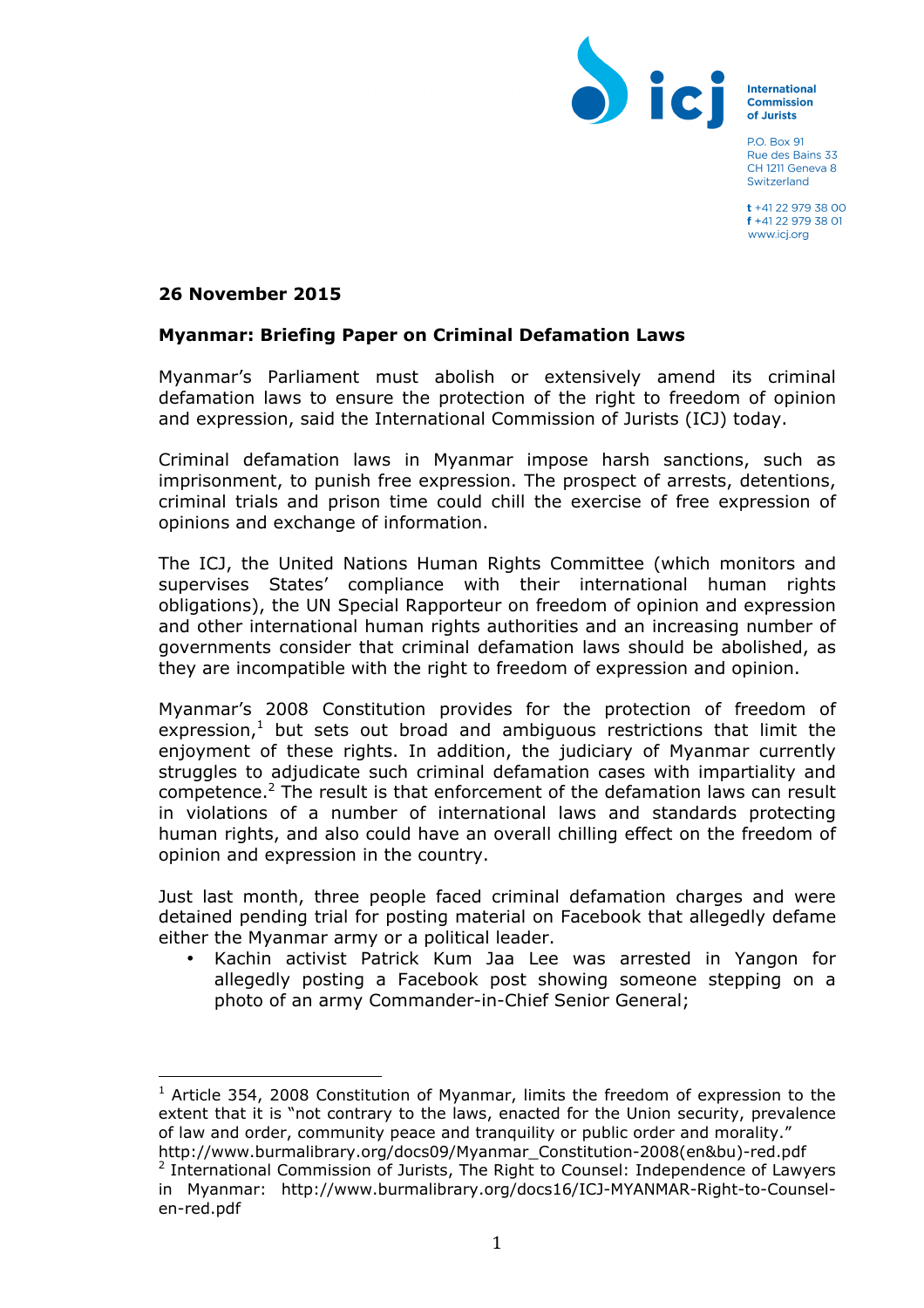International Commission of Jurists

P.O. Box 91
Rue des Bains 33
CH 1211 Geneva 8
Switzerland

t +41 22 979 38 00
f +41 22 979 38 01
www.icj.org

**26 November 2015**

**Myanmar: Briefing Paper on Criminal Defamation Laws**

Myanmar's Parliament must abolish or extensively amend its criminal defamation laws to ensure the protection of the right to freedom of opinion and expression, said the International Commission of Jurists (ICJ) today.

Criminal defamation laws in Myanmar impose harsh sanctions, such as imprisonment, to punish free expression. The prospect of arrests, detentions, criminal trials and prison time could chill the exercise of free expression of opinions and exchange of information.

The ICJ, the United Nations Human Rights Committee (which monitors and supervises States' compliance with their international human rights obligations), the UN Special Rapporteur on freedom of opinion and expression and other international human rights authorities and an increasing number of governments consider that criminal defamation laws should be abolished, as they are incompatible with the right to freedom of expression and opinion.

Myanmar's 2008 Constitution provides for the protection of freedom of expression,[1] but sets out broad and ambiguous restrictions that limit the enjoyment of these rights. In addition, the judiciary of Myanmar currently struggles to adjudicate such criminal defamation cases with impartiality and competence.[2] The result is that enforcement of the defamation laws can result in violations of a number of international laws and standards protecting human rights, and also could have an overall chilling effect on the freedom of opinion and expression in the country.

Just last month, three people faced criminal defamation charges and were detained pending trial for posting material on Facebook that allegedly defame either the Myanmar army or a political leader.

- Kachin activist Patrick Kum Jaa Lee was arrested in Yangon for allegedly posting a Facebook post showing someone stepping on a photo of an army Commander-in-Chief Senior General;

---

[1] Article 354, 2008 Constitution of Myanmar, limits the freedom of expression to the extent that it is "not contrary to the laws, enacted for the Union security, prevalence of law and order, community peace and tranquility or public order and morality." http://www.burmalibrary.org/docs09/Myanmar_Constitution-2008(en&bu)-red.pdf

[2] International Commission of Jurists, The Right to Counsel: Independence of Lawyers in Myanmar: http://www.burmalibrary.org/docs16/ICJ-MYANMAR-Right-to-Counsel-en-red.pdf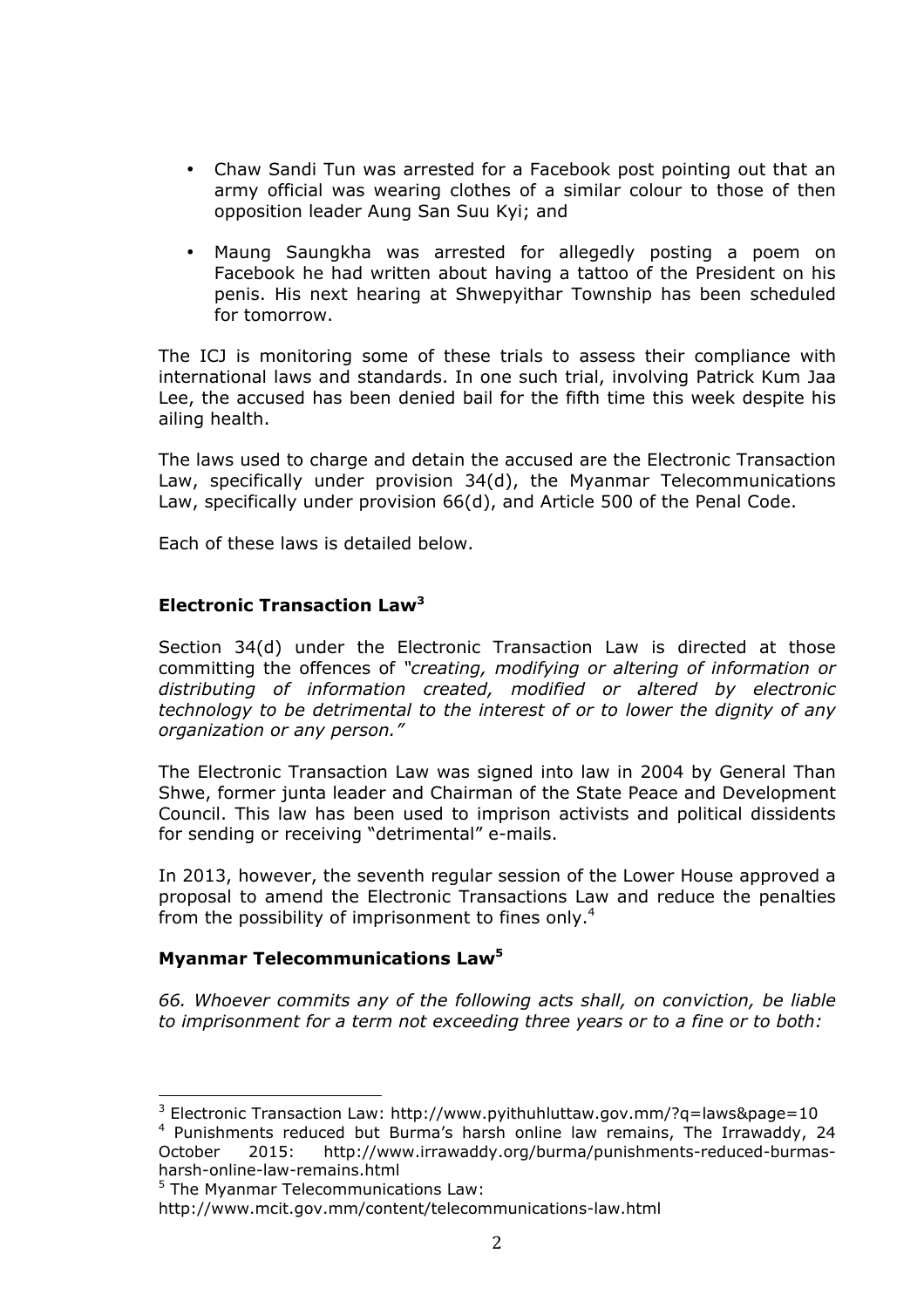- Chaw Sandi Tun was arrested for a Facebook post pointing out that an army official was wearing clothes of a similar colour to those of then opposition leader Aung San Suu Kyi; and
- Maung Saungkha was arrested for allegedly posting a poem on Facebook he had written about having a tattoo of the President on his penis. His next hearing at Shwepyithar Township has been scheduled for tomorrow.

The ICJ is monitoring some of these trials to assess their compliance with international laws and standards. In one such trial, involving Patrick Kum Jaa Lee, the accused has been denied bail for the fifth time this week despite his ailing health.

The laws used to charge and detain the accused are the Electronic Transaction Law, specifically under provision 34(d), the Myanmar Telecommunications Law, specifically under provision 66(d), and Article 500 of the Penal Code.

Each of these laws is detailed below.

### Electronic Transaction Law[3]

Section 34(d) under the Electronic Transaction Law is directed at those committing the offences of *"creating, modifying or altering of information or distributing of information created, modified or altered by electronic technology to be detrimental to the interest of or to lower the dignity of any organization or any person."*

The Electronic Transaction Law was signed into law in 2004 by General Than Shwe, former junta leader and Chairman of the State Peace and Development Council. This law has been used to imprison activists and political dissidents for sending or receiving "detrimental" e-mails.

In 2013, however, the seventh regular session of the Lower House approved a proposal to amend the Electronic Transactions Law and reduce the penalties from the possibility of imprisonment to fines only.[4]

### Myanmar Telecommunications Law[5]

*66. Whoever commits any of the following acts shall, on conviction, be liable to imprisonment for a term not exceeding three years or to a fine or to both:*

---

[3] Electronic Transaction Law: http://www.pyithuhluttaw.gov.mm/?q=laws&page=10

[4] Punishments reduced but Burma's harsh online law remains, The Irrawaddy, 24 October 2015: http://www.irrawaddy.org/burma/punishments-reduced-burmas-harsh-online-law-remains.html

[5] The Myanmar Telecommunications Law: http://www.mcit.gov.mm/content/telecommunications-law.html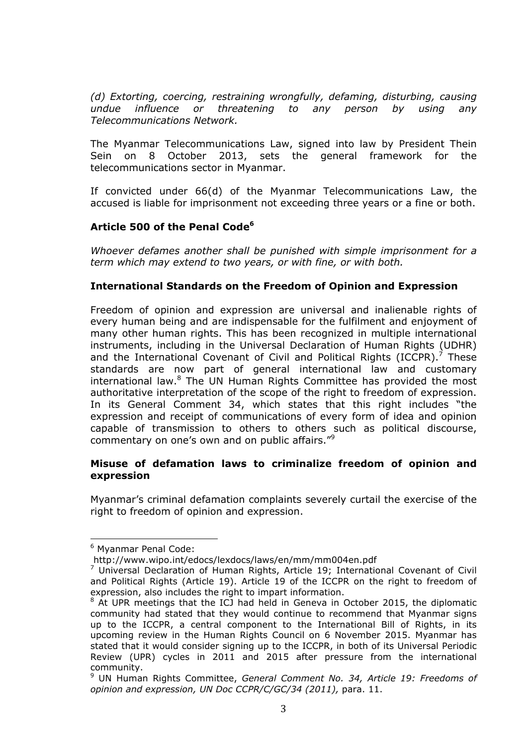*(d) Extorting, coercing, restraining wrongfully, defaming, disturbing, causing undue influence or threatening to any person by using any Telecommunications Network.*

The Myanmar Telecommunications Law, signed into law by President Thein Sein on 8 October 2013, sets the general framework for the telecommunications sector in Myanmar.

If convicted under 66(d) of the Myanmar Telecommunications Law, the accused is liable for imprisonment not exceeding three years or a fine or both.

**Article 500 of the Penal Code[6]**

*Whoever defames another shall be punished with simple imprisonment for a term which may extend to two years, or with fine, or with both.*

**International Standards on the Freedom of Opinion and Expression**

Freedom of opinion and expression are universal and inalienable rights of every human being and are indispensable for the fulfilment and enjoyment of many other human rights. This has been recognized in multiple international instruments, including in the Universal Declaration of Human Rights (UDHR) and the International Covenant of Civil and Political Rights (ICCPR).[7] These standards are now part of general international law and customary international law.[8] The UN Human Rights Committee has provided the most authoritative interpretation of the scope of the right to freedom of expression. In its General Comment 34, which states that this right includes "the expression and receipt of communications of every form of idea and opinion capable of transmission to others to others such as political discourse, commentary on one's own and on public affairs."[9]

**Misuse of defamation laws to criminalize freedom of opinion and expression**

Myanmar's criminal defamation complaints severely curtail the exercise of the right to freedom of opinion and expression.

---

[6] Myanmar Penal Code: http://www.wipo.int/edocs/lexdocs/laws/en/mm/mm004en.pdf

[7] Universal Declaration of Human Rights, Article 19; International Covenant of Civil and Political Rights (Article 19). Article 19 of the ICCPR on the right to freedom of expression, also includes the right to impart information.

[8] At UPR meetings that the ICJ had held in Geneva in October 2015, the diplomatic community had stated that they would continue to recommend that Myanmar signs up to the ICCPR, a central component to the International Bill of Rights, in its upcoming review in the Human Rights Council on 6 November 2015. Myanmar has stated that it would consider signing up to the ICCPR, in both of its Universal Periodic Review (UPR) cycles in 2011 and 2015 after pressure from the international community.

[9] UN Human Rights Committee, *General Comment No. 34, Article 19: Freedoms of opinion and expression, UN Doc CCPR/C/GC/34 (2011),* para. 11.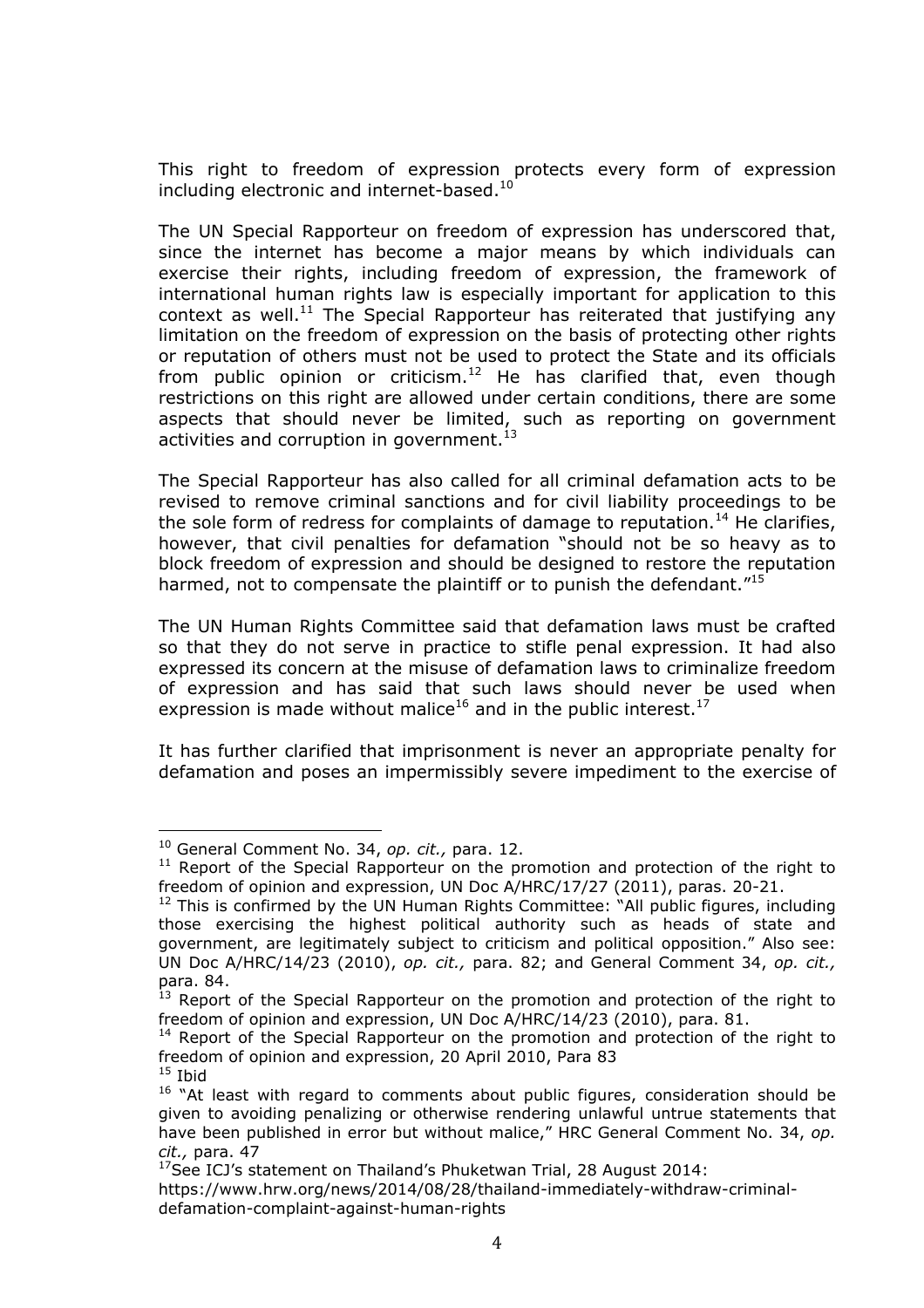This right to freedom of expression protects every form of expression including electronic and internet-based.[10]

The UN Special Rapporteur on freedom of expression has underscored that, since the internet has become a major means by which individuals can exercise their rights, including freedom of expression, the framework of international human rights law is especially important for application to this context as well.[11] The Special Rapporteur has reiterated that justifying any limitation on the freedom of expression on the basis of protecting other rights or reputation of others must not be used to protect the State and its officials from public opinion or criticism.[12] He has clarified that, even though restrictions on this right are allowed under certain conditions, there are some aspects that should never be limited, such as reporting on government activities and corruption in government.[13]

The Special Rapporteur has also called for all criminal defamation acts to be revised to remove criminal sanctions and for civil liability proceedings to be the sole form of redress for complaints of damage to reputation.[14] He clarifies, however, that civil penalties for defamation "should not be so heavy as to block freedom of expression and should be designed to restore the reputation harmed, not to compensate the plaintiff or to punish the defendant."[15]

The UN Human Rights Committee said that defamation laws must be crafted so that they do not serve in practice to stifle penal expression. It had also expressed its concern at the misuse of defamation laws to criminalize freedom of expression and has said that such laws should never be used when expression is made without malice[16] and in the public interest.[17]

It has further clarified that imprisonment is never an appropriate penalty for defamation and poses an impermissibly severe impediment to the exercise of

---

[10] General Comment No. 34, *op. cit.,* para. 12.

[11] Report of the Special Rapporteur on the promotion and protection of the right to freedom of opinion and expression, UN Doc A/HRC/17/27 (2011), paras. 20-21.

[12] This is confirmed by the UN Human Rights Committee: "All public figures, including those exercising the highest political authority such as heads of state and government, are legitimately subject to criticism and political opposition." Also see: UN Doc A/HRC/14/23 (2010), *op. cit.,* para. 82; and General Comment 34, *op. cit.,* para. 84.

[13] Report of the Special Rapporteur on the promotion and protection of the right to freedom of opinion and expression, UN Doc A/HRC/14/23 (2010), para. 81.

[14] Report of the Special Rapporteur on the promotion and protection of the right to freedom of opinion and expression, 20 April 2010, Para 83

[15] Ibid

[16] "At least with regard to comments about public figures, consideration should be given to avoiding penalizing or otherwise rendering unlawful untrue statements that have been published in error but without malice," HRC General Comment No. 34, *op. cit.,* para. 47

[17] See ICJ's statement on Thailand's Phuketwan Trial, 28 August 2014: https://www.hrw.org/news/2014/08/28/thailand-immediately-withdraw-criminal-defamation-complaint-against-human-rights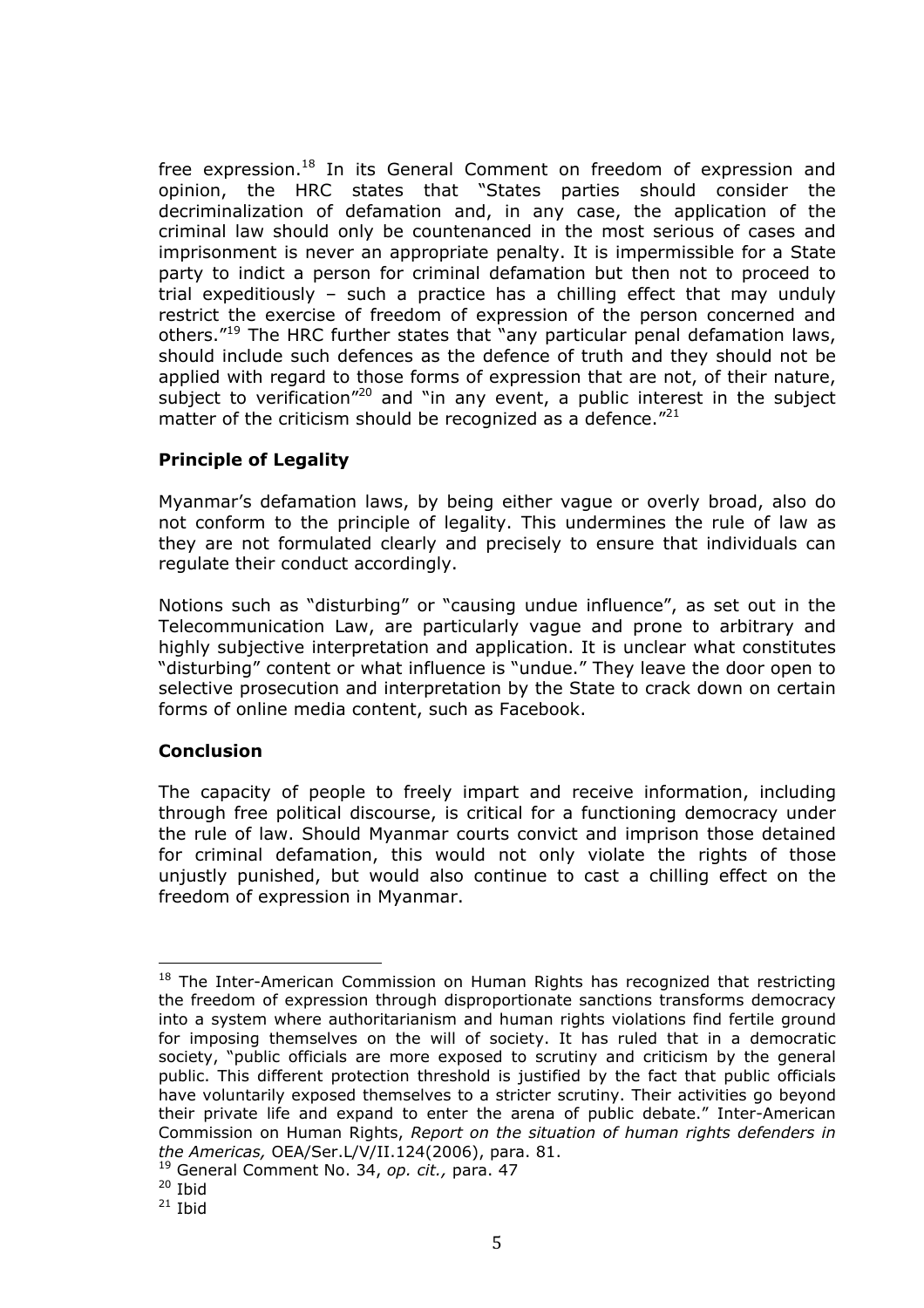free expression.[18] In its General Comment on freedom of expression and opinion, the HRC states that "States parties should consider the decriminalization of defamation and, in any case, the application of the criminal law should only be countenanced in the most serious of cases and imprisonment is never an appropriate penalty. It is impermissible for a State party to indict a person for criminal defamation but then not to proceed to trial expeditiously – such a practice has a chilling effect that may unduly restrict the exercise of freedom of expression of the person concerned and others."[19] The HRC further states that "any particular penal defamation laws, should include such defences as the defence of truth and they should not be applied with regard to those forms of expression that are not, of their nature, subject to verification"[20] and "in any event, a public interest in the subject matter of the criticism should be recognized as a defence."[21]

**Principle of Legality**

Myanmar's defamation laws, by being either vague or overly broad, also do not conform to the principle of legality. This undermines the rule of law as they are not formulated clearly and precisely to ensure that individuals can regulate their conduct accordingly.

Notions such as "disturbing" or "causing undue influence", as set out in the Telecommunication Law, are particularly vague and prone to arbitrary and highly subjective interpretation and application. It is unclear what constitutes "disturbing" content or what influence is "undue." They leave the door open to selective prosecution and interpretation by the State to crack down on certain forms of online media content, such as Facebook.

**Conclusion**

The capacity of people to freely impart and receive information, including through free political discourse, is critical for a functioning democracy under the rule of law. Should Myanmar courts convict and imprison those detained for criminal defamation, this would not only violate the rights of those unjustly punished, but would also continue to cast a chilling effect on the freedom of expression in Myanmar.

---

[18] The Inter-American Commission on Human Rights has recognized that restricting the freedom of expression through disproportionate sanctions transforms democracy into a system where authoritarianism and human rights violations find fertile ground for imposing themselves on the will of society. It has ruled that in a democratic society, "public officials are more exposed to scrutiny and criticism by the general public. This different protection threshold is justified by the fact that public officials have voluntarily exposed themselves to a stricter scrutiny. Their activities go beyond their private life and expand to enter the arena of public debate." Inter-American Commission on Human Rights, *Report on the situation of human rights defenders in the Americas,* OEA/Ser.L/V/II.124(2006), para. 81.

[19] General Comment No. 34, *op. cit.,* para. 47

[20] Ibid

[21] Ibid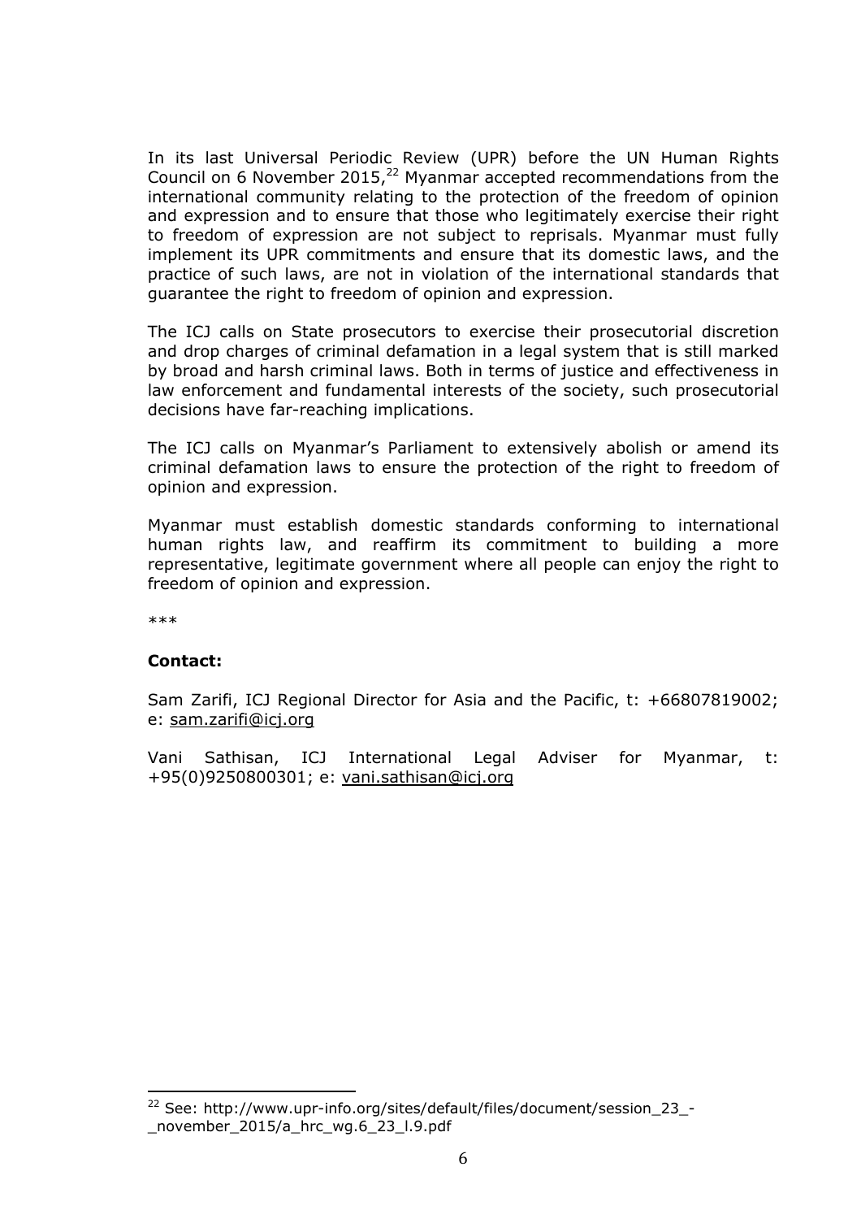In its last Universal Periodic Review (UPR) before the UN Human Rights Council on 6 November 2015,[22] Myanmar accepted recommendations from the international community relating to the protection of the freedom of opinion and expression and to ensure that those who legitimately exercise their right to freedom of expression are not subject to reprisals. Myanmar must fully implement its UPR commitments and ensure that its domestic laws, and the practice of such laws, are not in violation of the international standards that guarantee the right to freedom of opinion and expression.

The ICJ calls on State prosecutors to exercise their prosecutorial discretion and drop charges of criminal defamation in a legal system that is still marked by broad and harsh criminal laws. Both in terms of justice and effectiveness in law enforcement and fundamental interests of the society, such prosecutorial decisions have far-reaching implications.

The ICJ calls on Myanmar's Parliament to extensively abolish or amend its criminal defamation laws to ensure the protection of the right to freedom of opinion and expression.

Myanmar must establish domestic standards conforming to international human rights law, and reaffirm its commitment to building a more representative, legitimate government where all people can enjoy the right to freedom of opinion and expression.

***

**Contact:**

Sam Zarifi, ICJ Regional Director for Asia and the Pacific, t: +66807819002; e: sam.zarifi@icj.org

Vani Sathisan, ICJ International Legal Adviser for Myanmar, t: +95(0)9250800301; e: vani.sathisan@icj.org

---

[22] See: http://www.upr-info.org/sites/default/files/document/session_23_-_november_2015/a_hrc_wg.6_23_l.9.pdf